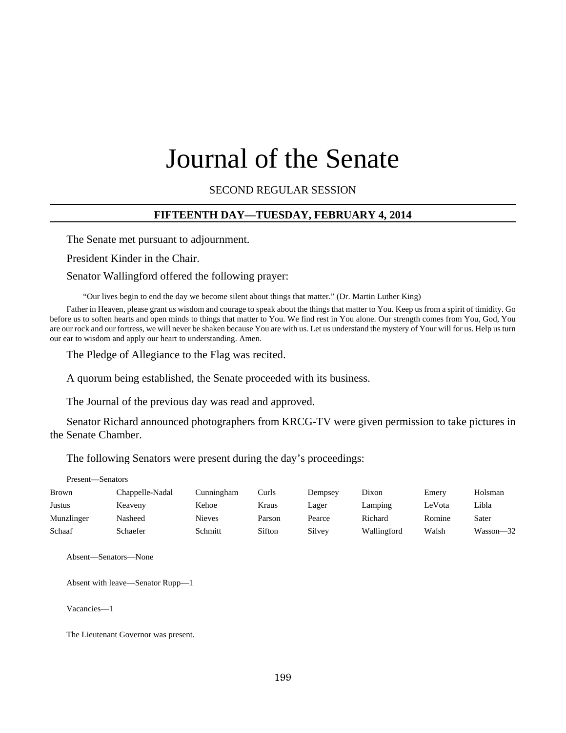# Journal of the Senate

SECOND REGULAR SESSION

## FIFTEENTH DAY—TUESDAY, FEBRUARY 4, 2014

The Senate met pursuant to adjournment.

President Kinder in the Chair.

Senator Wallingford offered the following prayer:

"Our lives begin to end the day we become silent about things that matter." (Dr. Martin Luther King)

Father in Heaven, please grant us wisdom and courage to speak about the things that matter to You. Keep us from a spirit of timidity. Go before us to soften hearts and open minds to things that matter to You. We find rest in You alone. Our strength comes from You, God, You are our rock and our fortress, we will never be shaken because You are with us. Let us understand the mystery of Your will for us. Help us turn our ear to wisdom and apply our heart to understanding. Amen.

The Pledge of Allegiance to the Flag was recited.

A quorum being established, the Senate proceeded with its business.

The Journal of the previous day was read and approved.

Senator Richard announced photographers from KRCG-TV were given permission to take pictures in the Senate Chamber.

The following Senators were present during the day's proceedings:

Present—Senators

| | | | | | | | |
|---|---|---|---|---|---|---|---|
| Brown | Chappelle-Nadal | Cunningham | Curls | Dempsey | Dixon | Emery | Holsman |
| Justus | Keaveny | Kehoe | Kraus | Lager | Lamping | LeVota | Libla |
| Munzlinger | Nasheed | Nieves | Parson | Pearce | Richard | Romine | Sater |
| Schaaf | Schaefer | Schmitt | Sifton | Silvey | Wallingford | Walsh | Wasson—32 |

Absent—Senators—None

Absent with leave—Senator Rupp—1

Vacancies—1

The Lieutenant Governor was present.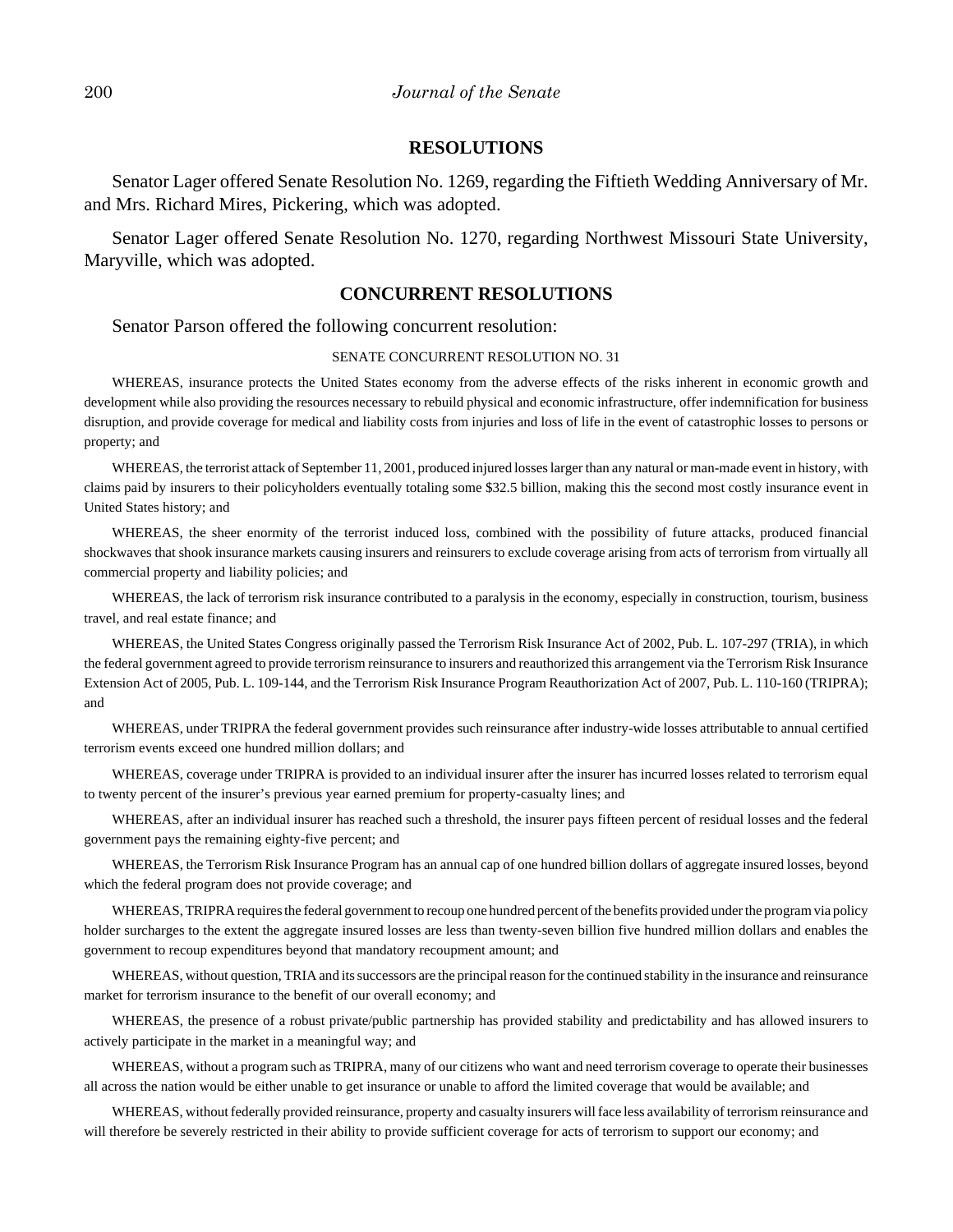## RESOLUTIONS

Senator Lager offered Senate Resolution No. 1269, regarding the Fiftieth Wedding Anniversary of Mr. and Mrs. Richard Mires, Pickering, which was adopted.

Senator Lager offered Senate Resolution No. 1270, regarding Northwest Missouri State University, Maryville, which was adopted.

## CONCURRENT RESOLUTIONS

Senator Parson offered the following concurrent resolution:

SENATE CONCURRENT RESOLUTION NO. 31

WHEREAS, insurance protects the United States economy from the adverse effects of the risks inherent in economic growth and development while also providing the resources necessary to rebuild physical and economic infrastructure, offer indemnification for business disruption, and provide coverage for medical and liability costs from injuries and loss of life in the event of catastrophic losses to persons or property; and

WHEREAS, the terrorist attack of September 11, 2001, produced injured losses larger than any natural or man-made event in history, with claims paid by insurers to their policyholders eventually totaling some $32.5 billion, making this the second most costly insurance event in United States history; and

WHEREAS, the sheer enormity of the terrorist induced loss, combined with the possibility of future attacks, produced financial shockwaves that shook insurance markets causing insurers and reinsurers to exclude coverage arising from acts of terrorism from virtually all commercial property and liability policies; and

WHEREAS, the lack of terrorism risk insurance contributed to a paralysis in the economy, especially in construction, tourism, business travel, and real estate finance; and

WHEREAS, the United States Congress originally passed the Terrorism Risk Insurance Act of 2002, Pub. L. 107-297 (TRIA), in which the federal government agreed to provide terrorism reinsurance to insurers and reauthorized this arrangement via the Terrorism Risk Insurance Extension Act of 2005, Pub. L. 109-144, and the Terrorism Risk Insurance Program Reauthorization Act of 2007, Pub. L. 110-160 (TRIPRA); and

WHEREAS, under TRIPRA the federal government provides such reinsurance after industry-wide losses attributable to annual certified terrorism events exceed one hundred million dollars; and

WHEREAS, coverage under TRIPRA is provided to an individual insurer after the insurer has incurred losses related to terrorism equal to twenty percent of the insurer's previous year earned premium for property-casualty lines; and

WHEREAS, after an individual insurer has reached such a threshold, the insurer pays fifteen percent of residual losses and the federal government pays the remaining eighty-five percent; and

WHEREAS, the Terrorism Risk Insurance Program has an annual cap of one hundred billion dollars of aggregate insured losses, beyond which the federal program does not provide coverage; and

WHEREAS, TRIPRA requires the federal government to recoup one hundred percent of the benefits provided under the program via policy holder surcharges to the extent the aggregate insured losses are less than twenty-seven billion five hundred million dollars and enables the government to recoup expenditures beyond that mandatory recoupment amount; and

WHEREAS, without question, TRIA and its successors are the principal reason for the continued stability in the insurance and reinsurance market for terrorism insurance to the benefit of our overall economy; and

WHEREAS, the presence of a robust private/public partnership has provided stability and predictability and has allowed insurers to actively participate in the market in a meaningful way; and

WHEREAS, without a program such as TRIPRA, many of our citizens who want and need terrorism coverage to operate their businesses all across the nation would be either unable to get insurance or unable to afford the limited coverage that would be available; and

WHEREAS, without federally provided reinsurance, property and casualty insurers will face less availability of terrorism reinsurance and will therefore be severely restricted in their ability to provide sufficient coverage for acts of terrorism to support our economy; and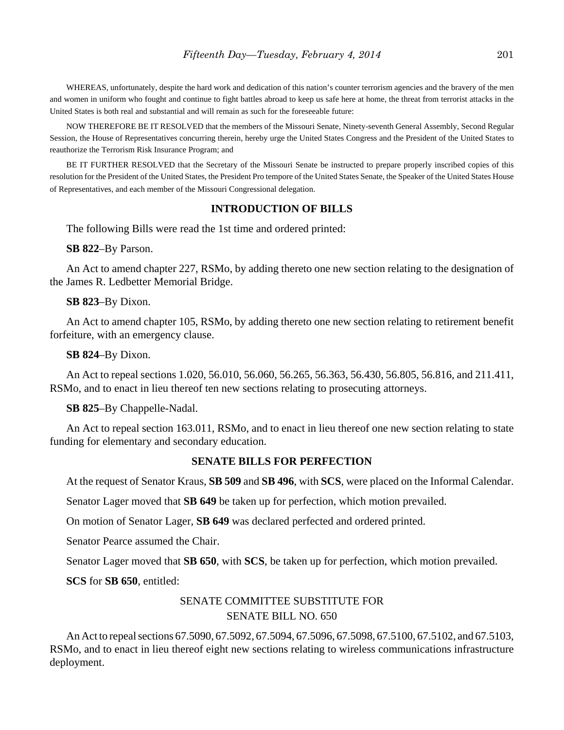WHEREAS, unfortunately, despite the hard work and dedication of this nation's counter terrorism agencies and the bravery of the men and women in uniform who fought and continue to fight battles abroad to keep us safe here at home, the threat from terrorist attacks in the United States is both real and substantial and will remain as such for the foreseeable future:

NOW THEREFORE BE IT RESOLVED that the members of the Missouri Senate, Ninety-seventh General Assembly, Second Regular Session, the House of Representatives concurring therein, hereby urge the United States Congress and the President of the United States to reauthorize the Terrorism Risk Insurance Program; and

BE IT FURTHER RESOLVED that the Secretary of the Missouri Senate be instructed to prepare properly inscribed copies of this resolution for the President of the United States, the President Pro tempore of the United States Senate, the Speaker of the United States House of Representatives, and each member of the Missouri Congressional delegation.

## INTRODUCTION OF BILLS

The following Bills were read the 1st time and ordered printed:

**SB 822**–By Parson.

An Act to amend chapter 227, RSMo, by adding thereto one new section relating to the designation of the James R. Ledbetter Memorial Bridge.

**SB 823**–By Dixon.

An Act to amend chapter 105, RSMo, by adding thereto one new section relating to retirement benefit forfeiture, with an emergency clause.

**SB 824**–By Dixon.

An Act to repeal sections 1.020, 56.010, 56.060, 56.265, 56.363, 56.430, 56.805, 56.816, and 211.411, RSMo, and to enact in lieu thereof ten new sections relating to prosecuting attorneys.

**SB 825**–By Chappelle-Nadal.

An Act to repeal section 163.011, RSMo, and to enact in lieu thereof one new section relating to state funding for elementary and secondary education.

## SENATE BILLS FOR PERFECTION

At the request of Senator Kraus, **SB 509** and **SB 496**, with **SCS**, were placed on the Informal Calendar.

Senator Lager moved that **SB 649** be taken up for perfection, which motion prevailed.

On motion of Senator Lager, **SB 649** was declared perfected and ordered printed.

Senator Pearce assumed the Chair.

Senator Lager moved that **SB 650**, with **SCS**, be taken up for perfection, which motion prevailed.

**SCS** for **SB 650**, entitled:

SENATE COMMITTEE SUBSTITUTE FOR
SENATE BILL NO. 650

An Act to repeal sections 67.5090, 67.5092, 67.5094, 67.5096, 67.5098, 67.5100, 67.5102, and 67.5103, RSMo, and to enact in lieu thereof eight new sections relating to wireless communications infrastructure deployment.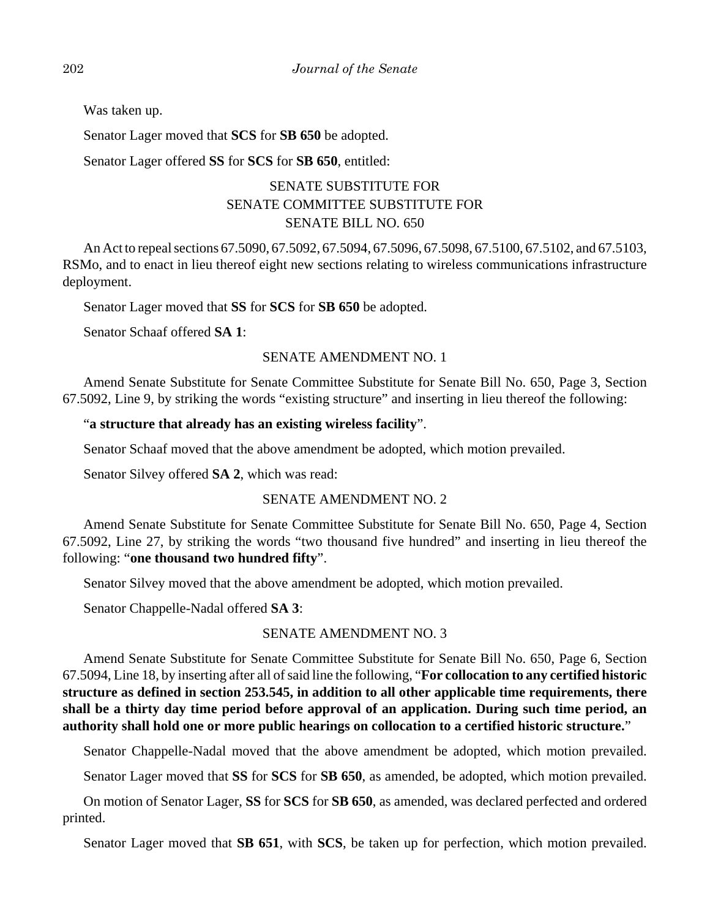Was taken up.

Senator Lager moved that **SCS** for **SB 650** be adopted.

Senator Lager offered **SS** for **SCS** for **SB 650**, entitled:

SENATE SUBSTITUTE FOR
SENATE COMMITTEE SUBSTITUTE FOR
SENATE BILL NO. 650

An Act to repeal sections 67.5090, 67.5092, 67.5094, 67.5096, 67.5098, 67.5100, 67.5102, and 67.5103, RSMo, and to enact in lieu thereof eight new sections relating to wireless communications infrastructure deployment.

Senator Lager moved that **SS** for **SCS** for **SB 650** be adopted.

Senator Schaaf offered **SA 1**:

SENATE AMENDMENT NO. 1

Amend Senate Substitute for Senate Committee Substitute for Senate Bill No. 650, Page 3, Section 67.5092, Line 9, by striking the words "existing structure" and inserting in lieu thereof the following:

"**a structure that already has an existing wireless facility**".

Senator Schaaf moved that the above amendment be adopted, which motion prevailed.

Senator Silvey offered **SA 2**, which was read:

SENATE AMENDMENT NO. 2

Amend Senate Substitute for Senate Committee Substitute for Senate Bill No. 650, Page 4, Section 67.5092, Line 27, by striking the words "two thousand five hundred" and inserting in lieu thereof the following: "**one thousand two hundred fifty**".

Senator Silvey moved that the above amendment be adopted, which motion prevailed.

Senator Chappelle-Nadal offered **SA 3**:

SENATE AMENDMENT NO. 3

Amend Senate Substitute for Senate Committee Substitute for Senate Bill No. 650, Page 6, Section 67.5094, Line 18, by inserting after all of said line the following, "**For collocation to any certified historic structure as defined in section 253.545, in addition to all other applicable time requirements, there shall be a thirty day time period before approval of an application. During such time period, an authority shall hold one or more public hearings on collocation to a certified historic structure.**"

Senator Chappelle-Nadal moved that the above amendment be adopted, which motion prevailed.

Senator Lager moved that **SS** for **SCS** for **SB 650**, as amended, be adopted, which motion prevailed.

On motion of Senator Lager, **SS** for **SCS** for **SB 650**, as amended, was declared perfected and ordered printed.

Senator Lager moved that **SB 651**, with **SCS**, be taken up for perfection, which motion prevailed.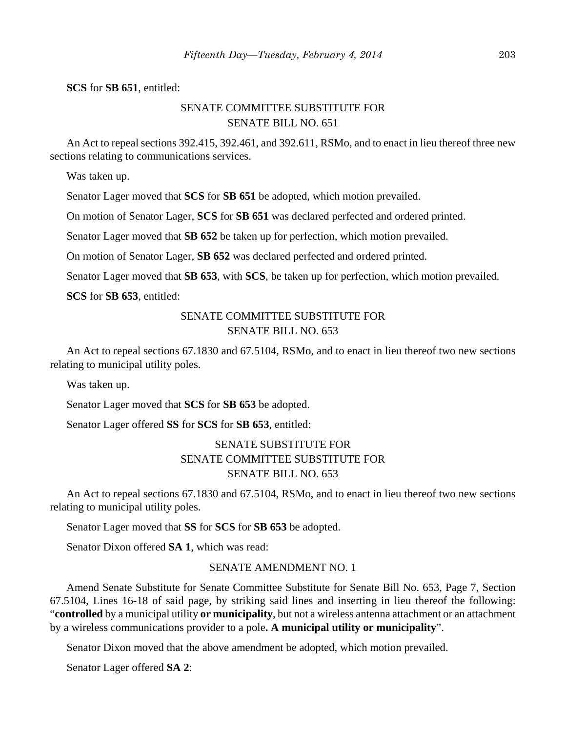**SCS** for **SB 651**, entitled:

SENATE COMMITTEE SUBSTITUTE FOR
SENATE BILL NO. 651

An Act to repeal sections 392.415, 392.461, and 392.611, RSMo, and to enact in lieu thereof three new sections relating to communications services.

Was taken up.

Senator Lager moved that **SCS** for **SB 651** be adopted, which motion prevailed.

On motion of Senator Lager, **SCS** for **SB 651** was declared perfected and ordered printed.

Senator Lager moved that **SB 652** be taken up for perfection, which motion prevailed.

On motion of Senator Lager, **SB 652** was declared perfected and ordered printed.

Senator Lager moved that **SB 653**, with **SCS**, be taken up for perfection, which motion prevailed.

**SCS** for **SB 653**, entitled:

SENATE COMMITTEE SUBSTITUTE FOR
SENATE BILL NO. 653

An Act to repeal sections 67.1830 and 67.5104, RSMo, and to enact in lieu thereof two new sections relating to municipal utility poles.

Was taken up.

Senator Lager moved that **SCS** for **SB 653** be adopted.

Senator Lager offered **SS** for **SCS** for **SB 653**, entitled:

SENATE SUBSTITUTE FOR
SENATE COMMITTEE SUBSTITUTE FOR
SENATE BILL NO. 653

An Act to repeal sections 67.1830 and 67.5104, RSMo, and to enact in lieu thereof two new sections relating to municipal utility poles.

Senator Lager moved that **SS** for **SCS** for **SB 653** be adopted.

Senator Dixon offered **SA 1**, which was read:

SENATE AMENDMENT NO. 1

Amend Senate Substitute for Senate Committee Substitute for Senate Bill No. 653, Page 7, Section 67.5104, Lines 16-18 of said page, by striking said lines and inserting in lieu thereof the following: "**controlled** by a municipal utility **or municipality**, but not a wireless antenna attachment or an attachment by a wireless communications provider to a pole**. A municipal utility or municipality**".

Senator Dixon moved that the above amendment be adopted, which motion prevailed.

Senator Lager offered **SA 2**: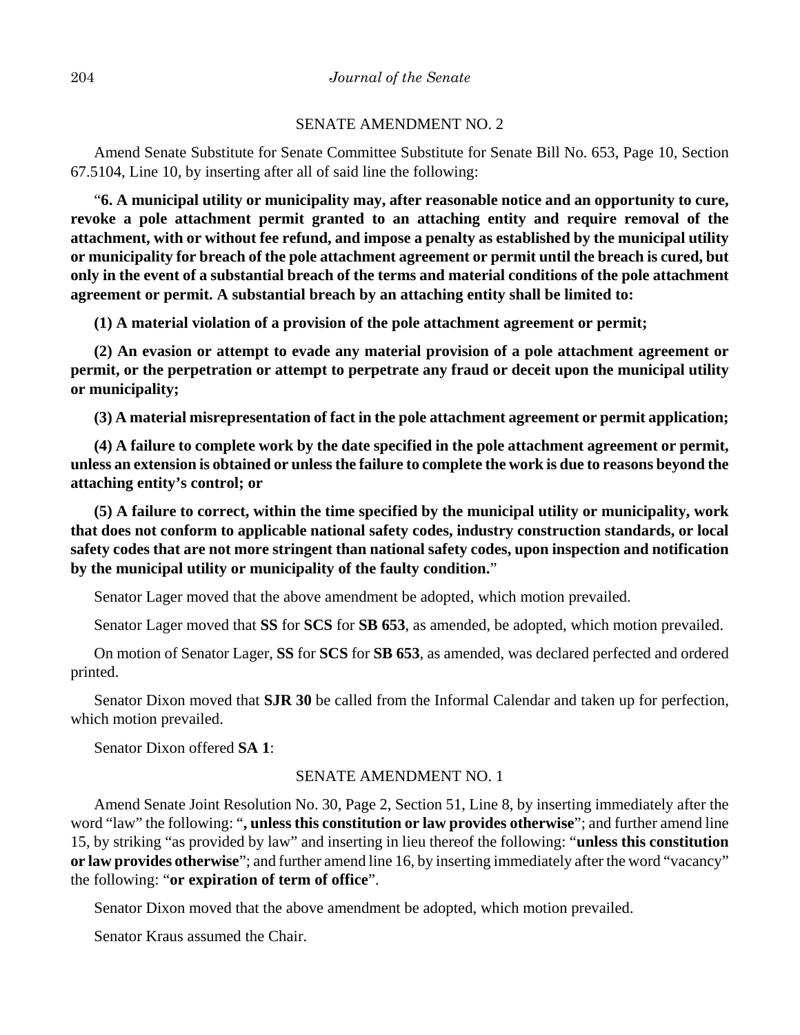SENATE AMENDMENT NO. 2

Amend Senate Substitute for Senate Committee Substitute for Senate Bill No. 653, Page 10, Section 67.5104, Line 10, by inserting after all of said line the following:

"**6. A municipal utility or municipality may, after reasonable notice and an opportunity to cure, revoke a pole attachment permit granted to an attaching entity and require removal of the attachment, with or without fee refund, and impose a penalty as established by the municipal utility or municipality for breach of the pole attachment agreement or permit until the breach is cured, but only in the event of a substantial breach of the terms and material conditions of the pole attachment agreement or permit. A substantial breach by an attaching entity shall be limited to:**

**(1) A material violation of a provision of the pole attachment agreement or permit;**

**(2) An evasion or attempt to evade any material provision of a pole attachment agreement or permit, or the perpetration or attempt to perpetrate any fraud or deceit upon the municipal utility or municipality;**

**(3) A material misrepresentation of fact in the pole attachment agreement or permit application;**

**(4) A failure to complete work by the date specified in the pole attachment agreement or permit, unless an extension is obtained or unless the failure to complete the work is due to reasons beyond the attaching entity's control; or**

**(5) A failure to correct, within the time specified by the municipal utility or municipality, work that does not conform to applicable national safety codes, industry construction standards, or local safety codes that are not more stringent than national safety codes, upon inspection and notification by the municipal utility or municipality of the faulty condition.**"

Senator Lager moved that the above amendment be adopted, which motion prevailed.

Senator Lager moved that **SS** for **SCS** for **SB 653**, as amended, be adopted, which motion prevailed.

On motion of Senator Lager, **SS** for **SCS** for **SB 653**, as amended, was declared perfected and ordered printed.

Senator Dixon moved that **SJR 30** be called from the Informal Calendar and taken up for perfection, which motion prevailed.

Senator Dixon offered **SA 1**:

SENATE AMENDMENT NO. 1

Amend Senate Joint Resolution No. 30, Page 2, Section 51, Line 8, by inserting immediately after the word "law" the following: "**, unless this constitution or law provides otherwise**"; and further amend line 15, by striking "as provided by law" and inserting in lieu thereof the following: "**unless this constitution or law provides otherwise**"; and further amend line 16, by inserting immediately after the word "vacancy" the following: "**or expiration of term of office**".

Senator Dixon moved that the above amendment be adopted, which motion prevailed.

Senator Kraus assumed the Chair.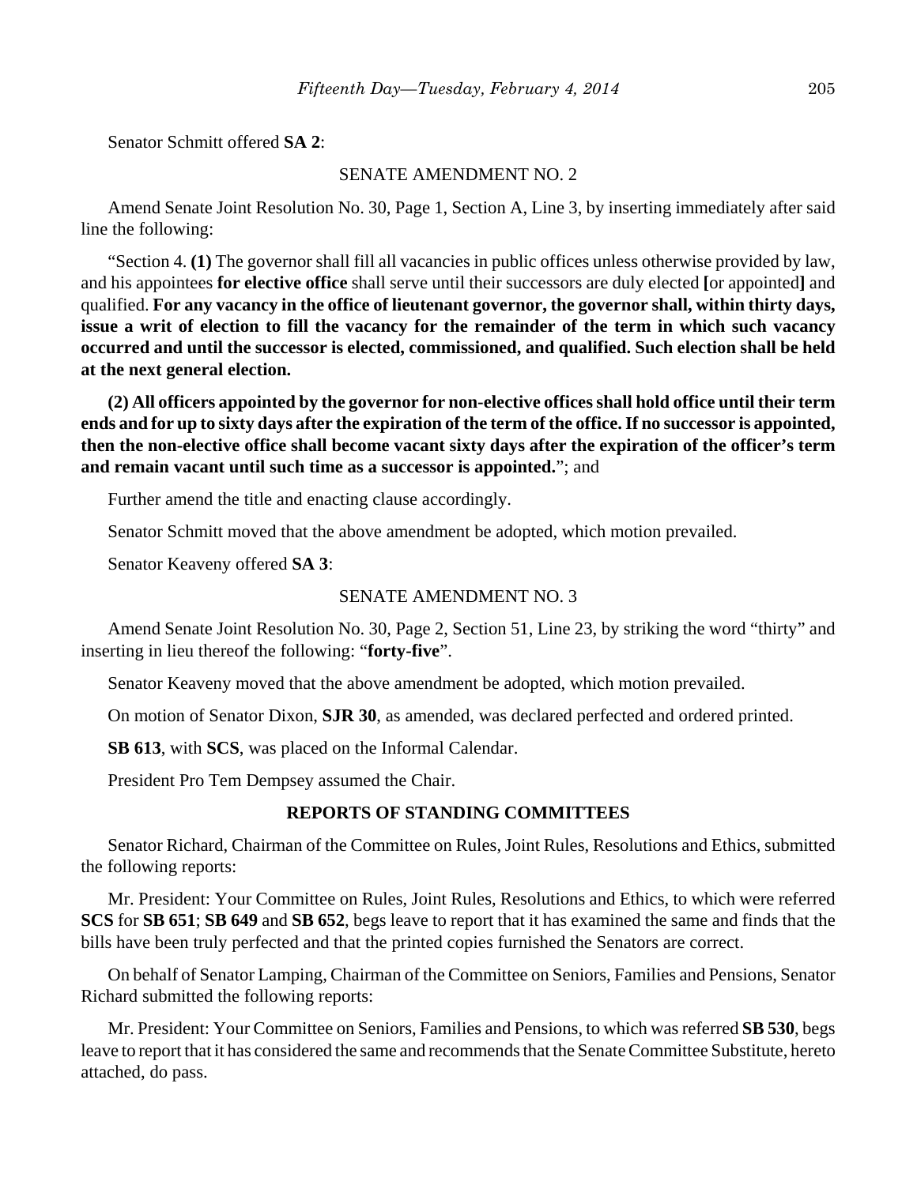Senator Schmitt offered **SA 2**:

SENATE AMENDMENT NO. 2

Amend Senate Joint Resolution No. 30, Page 1, Section A, Line 3, by inserting immediately after said line the following:

"Section 4. **(1)** The governor shall fill all vacancies in public offices unless otherwise provided by law, and his appointees **for elective office** shall serve until their successors are duly elected **[**or appointed**]** and qualified. **For any vacancy in the office of lieutenant governor, the governor shall, within thirty days, issue a writ of election to fill the vacancy for the remainder of the term in which such vacancy occurred and until the successor is elected, commissioned, and qualified. Such election shall be held at the next general election.**

**(2) All officers appointed by the governor for non-elective offices shall hold office until their term ends and for up to sixty days after the expiration of the term of the office. If no successor is appointed, then the non-elective office shall become vacant sixty days after the expiration of the officer's term and remain vacant until such time as a successor is appointed.**"; and

Further amend the title and enacting clause accordingly.

Senator Schmitt moved that the above amendment be adopted, which motion prevailed.

Senator Keaveny offered **SA 3**:

SENATE AMENDMENT NO. 3

Amend Senate Joint Resolution No. 30, Page 2, Section 51, Line 23, by striking the word "thirty" and inserting in lieu thereof the following: "**forty-five**".

Senator Keaveny moved that the above amendment be adopted, which motion prevailed.

On motion of Senator Dixon, **SJR 30**, as amended, was declared perfected and ordered printed.

**SB 613**, with **SCS**, was placed on the Informal Calendar.

President Pro Tem Dempsey assumed the Chair.

## REPORTS OF STANDING COMMITTEES

Senator Richard, Chairman of the Committee on Rules, Joint Rules, Resolutions and Ethics, submitted the following reports:

Mr. President: Your Committee on Rules, Joint Rules, Resolutions and Ethics, to which were referred **SCS** for **SB 651**; **SB 649** and **SB 652**, begs leave to report that it has examined the same and finds that the bills have been truly perfected and that the printed copies furnished the Senators are correct.

On behalf of Senator Lamping, Chairman of the Committee on Seniors, Families and Pensions, Senator Richard submitted the following reports:

Mr. President: Your Committee on Seniors, Families and Pensions, to which was referred **SB 530**, begs leave to report that it has considered the same and recommends that the Senate Committee Substitute, hereto attached, do pass.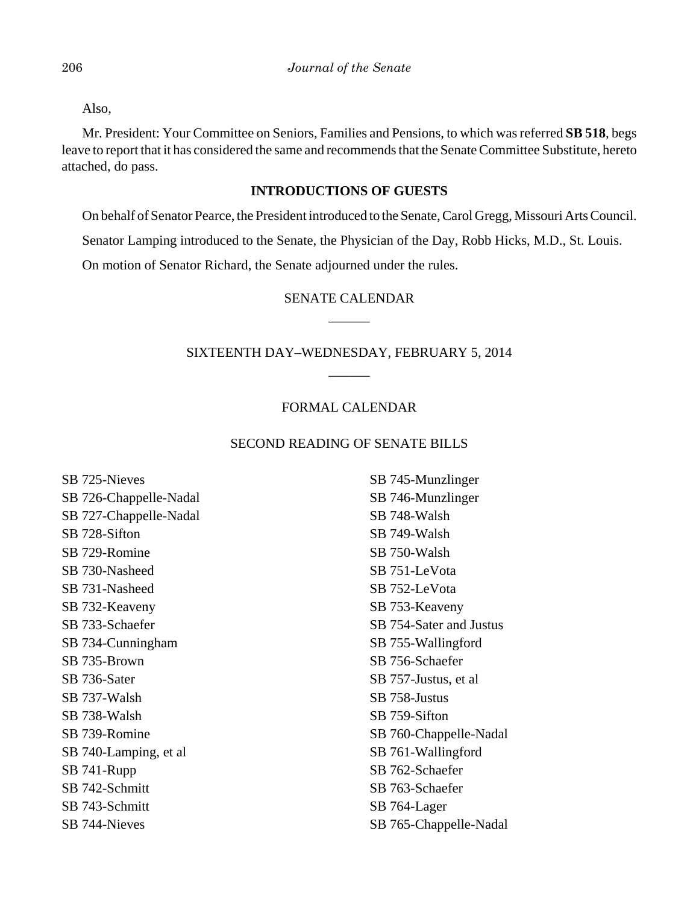Also,

Mr. President: Your Committee on Seniors, Families and Pensions, to which was referred **SB 518**, begs leave to report that it has considered the same and recommends that the Senate Committee Substitute, hereto attached, do pass.

## INTRODUCTIONS OF GUESTS

On behalf of Senator Pearce, the President introduced to the Senate, Carol Gregg, Missouri Arts Council.

Senator Lamping introduced to the Senate, the Physician of the Day, Robb Hicks, M.D., St. Louis.

On motion of Senator Richard, the Senate adjourned under the rules.

## SENATE CALENDAR

______

## SIXTEENTH DAY–WEDNESDAY, FEBRUARY 5, 2014

______

## FORMAL CALENDAR

### SECOND READING OF SENATE BILLS

SB 725-Nieves
SB 726-Chappelle-Nadal
SB 727-Chappelle-Nadal
SB 728-Sifton
SB 729-Romine
SB 730-Nasheed
SB 731-Nasheed
SB 732-Keaveny
SB 733-Schaefer
SB 734-Cunningham
SB 735-Brown
SB 736-Sater
SB 737-Walsh
SB 738-Walsh
SB 739-Romine
SB 740-Lamping, et al
SB 741-Rupp
SB 742-Schmitt
SB 743-Schmitt
SB 744-Nieves
SB 745-Munzlinger
SB 746-Munzlinger
SB 748-Walsh
SB 749-Walsh
SB 750-Walsh
SB 751-LeVota
SB 752-LeVota
SB 753-Keaveny
SB 754-Sater and Justus
SB 755-Wallingford
SB 756-Schaefer
SB 757-Justus, et al
SB 758-Justus
SB 759-Sifton
SB 760-Chappelle-Nadal
SB 761-Wallingford
SB 762-Schaefer
SB 763-Schaefer
SB 764-Lager
SB 765-Chappelle-Nadal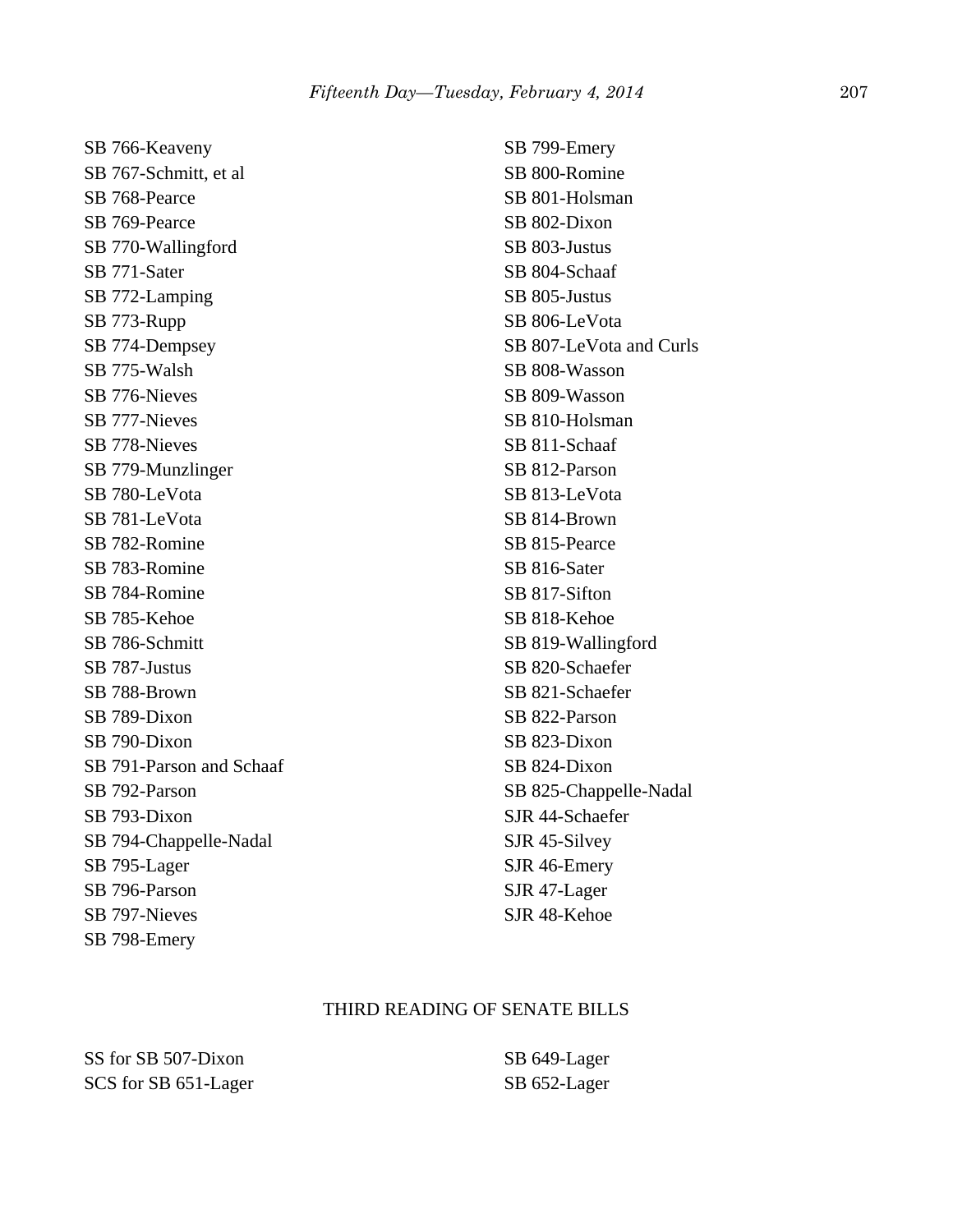SB 766-Keaveny
SB 767-Schmitt, et al
SB 768-Pearce
SB 769-Pearce
SB 770-Wallingford
SB 771-Sater
SB 772-Lamping
SB 773-Rupp
SB 774-Dempsey
SB 775-Walsh
SB 776-Nieves
SB 777-Nieves
SB 778-Nieves
SB 779-Munzlinger
SB 780-LeVota
SB 781-LeVota
SB 782-Romine
SB 783-Romine
SB 784-Romine
SB 785-Kehoe
SB 786-Schmitt
SB 787-Justus
SB 788-Brown
SB 789-Dixon
SB 790-Dixon
SB 791-Parson and Schaaf
SB 792-Parson
SB 793-Dixon
SB 794-Chappelle-Nadal
SB 795-Lager
SB 796-Parson
SB 797-Nieves
SB 798-Emery
SB 799-Emery
SB 800-Romine
SB 801-Holsman
SB 802-Dixon
SB 803-Justus
SB 804-Schaaf
SB 805-Justus
SB 806-LeVota
SB 807-LeVota and Curls
SB 808-Wasson
SB 809-Wasson
SB 810-Holsman
SB 811-Schaaf
SB 812-Parson
SB 813-LeVota
SB 814-Brown
SB 815-Pearce
SB 816-Sater
SB 817-Sifton
SB 818-Kehoe
SB 819-Wallingford
SB 820-Schaefer
SB 821-Schaefer
SB 822-Parson
SB 823-Dixon
SB 824-Dixon
SB 825-Chappelle-Nadal
SJR 44-Schaefer
SJR 45-Silvey
SJR 46-Emery
SJR 47-Lager
SJR 48-Kehoe

## THIRD READING OF SENATE BILLS

SS for SB 507-Dixon
SCS for SB 651-Lager
SB 649-Lager
SB 652-Lager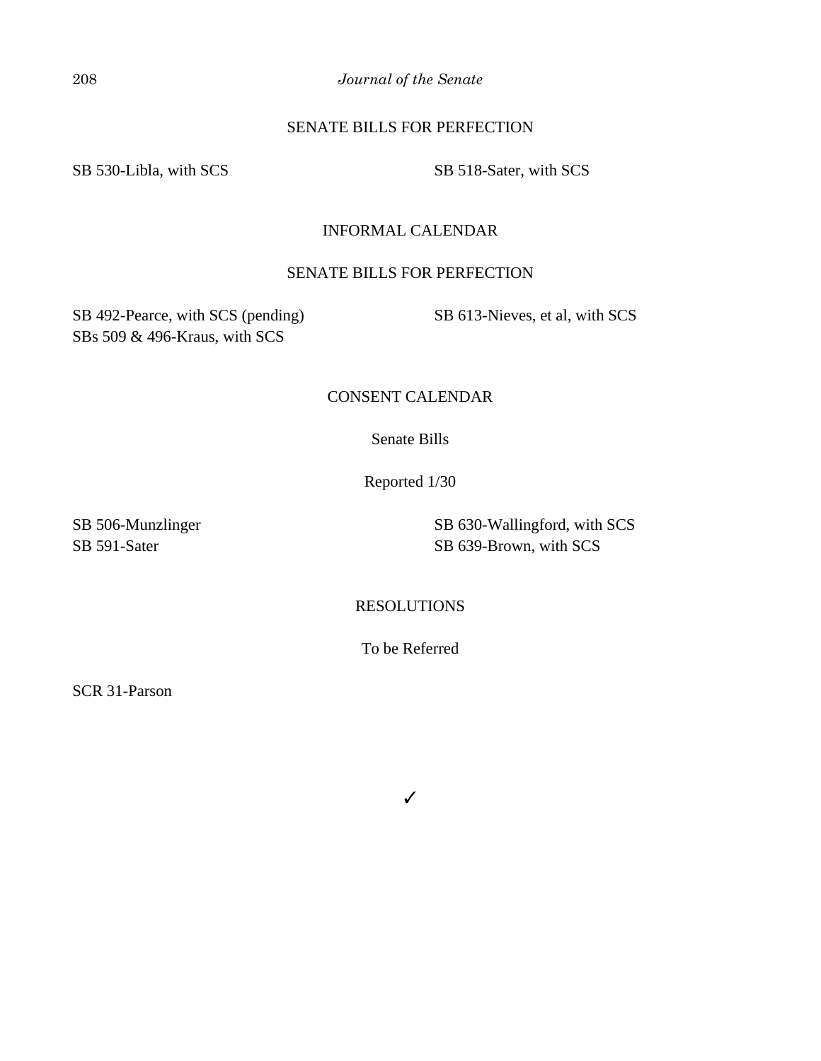## SENATE BILLS FOR PERFECTION

SB 530-Libla, with SCS

SB 518-Sater, with SCS

## INFORMAL CALENDAR

## SENATE BILLS FOR PERFECTION

SB 492-Pearce, with SCS (pending)

SBs 509 & 496-Kraus, with SCS

SB 613-Nieves, et al, with SCS

## CONSENT CALENDAR

### Senate Bills

Reported 1/30

SB 506-Munzlinger

SB 591-Sater

SB 630-Wallingford, with SCS

SB 639-Brown, with SCS

## RESOLUTIONS

### To be Referred

SCR 31-Parson

✓